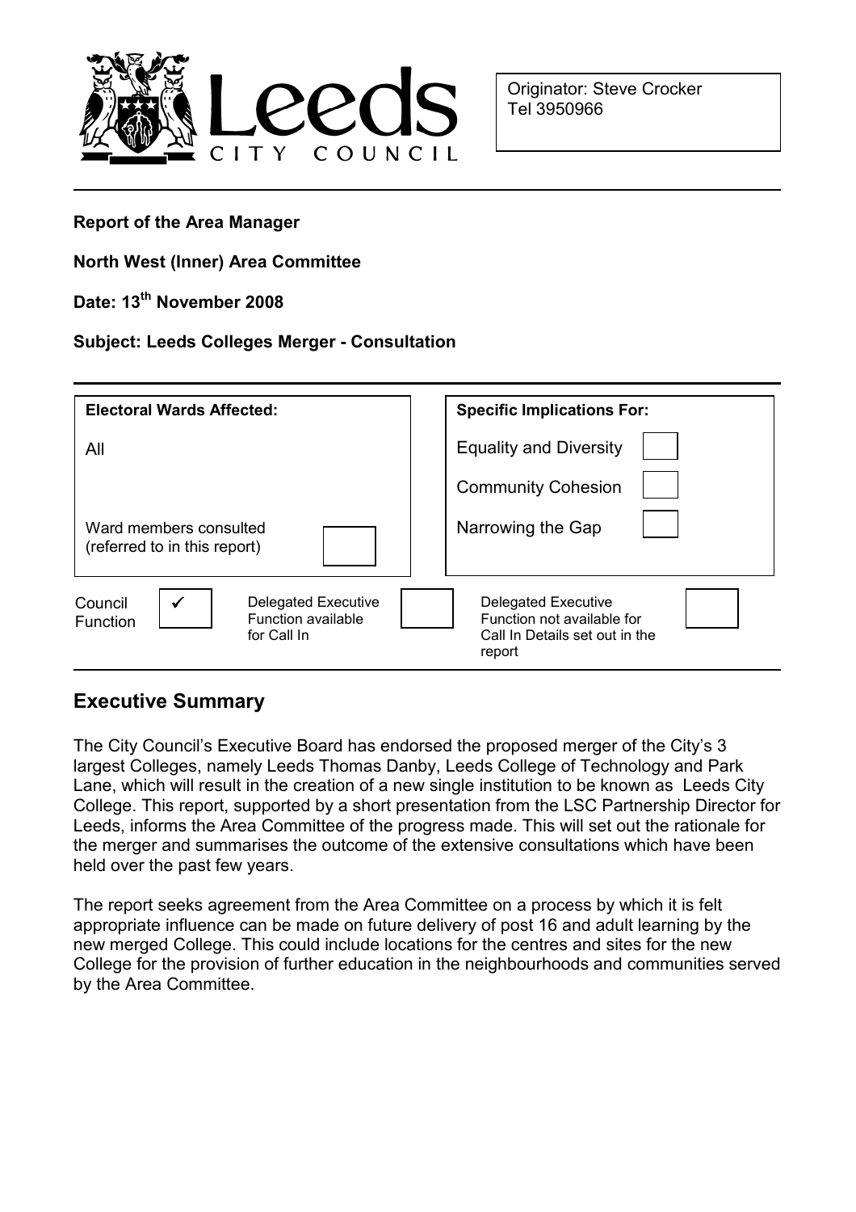Leeds CITY COUNCIL

Originator: Steve Crocker
Tel 3950966

**Report of the Area Manager**

**North West (Inner) Area Committee**

**Date: 13th November 2008**

**Subject: Leeds Colleges Merger - Consultation**

| **Electoral Wards Affected:** | | **Specific Implications For:** | |
|---|---|---|---|
| All | | Equality and Diversity | ☐ |
| | | Community Cohesion | ☐ |
| Ward members consulted (referred to in this report) | ☐ | Narrowing the Gap | ☐ |

| Council Function | ✓ | Delegated Executive Function available for Call In | ☐ | Delegated Executive Function not available for Call In Details set out in the report | ☐ |
|---|---|---|---|---|---|

## Executive Summary

The City Council's Executive Board has endorsed the proposed merger of the City's 3 largest Colleges, namely Leeds Thomas Danby, Leeds College of Technology and Park Lane, which will result in the creation of a new single institution to be known as Leeds City College. This report, supported by a short presentation from the LSC Partnership Director for Leeds, informs the Area Committee of the progress made. This will set out the rationale for the merger and summarises the outcome of the extensive consultations which have been held over the past few years.

The report seeks agreement from the Area Committee on a process by which it is felt appropriate influence can be made on future delivery of post 16 and adult learning by the new merged College. This could include locations for the centres and sites for the new College for the provision of further education in the neighbourhoods and communities served by the Area Committee.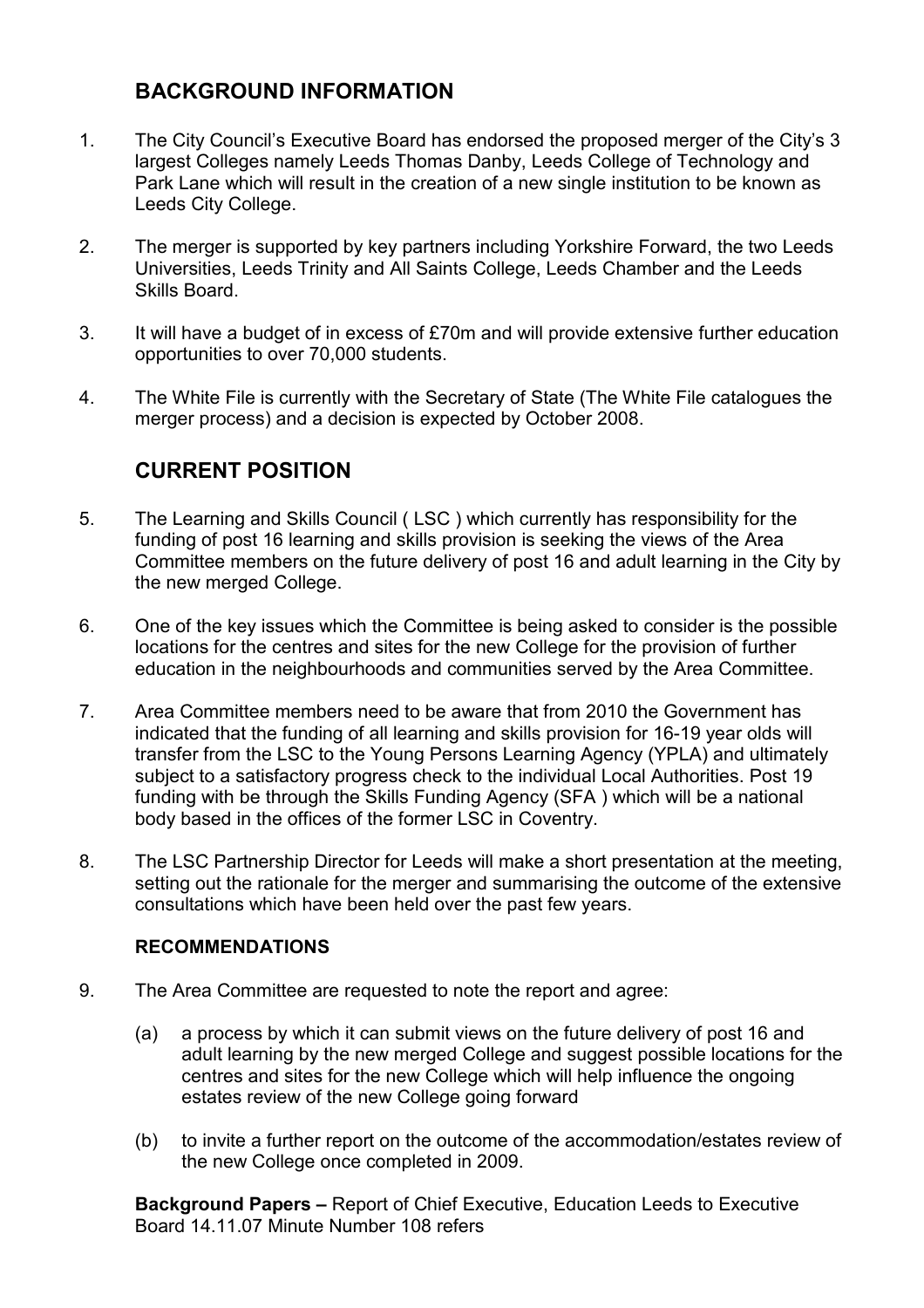## BACKGROUND INFORMATION

1. The City Council's Executive Board has endorsed the proposed merger of the City's 3 largest Colleges namely Leeds Thomas Danby, Leeds College of Technology and Park Lane which will result in the creation of a new single institution to be known as Leeds City College.

2. The merger is supported by key partners including Yorkshire Forward, the two Leeds Universities, Leeds Trinity and All Saints College, Leeds Chamber and the Leeds Skills Board.

3. It will have a budget of in excess of £70m and will provide extensive further education opportunities to over 70,000 students.

4. The White File is currently with the Secretary of State (The White File catalogues the merger process) and a decision is expected by October 2008.

## CURRENT POSITION

5. The Learning and Skills Council ( LSC ) which currently has responsibility for the funding of post 16 learning and skills provision is seeking the views of the Area Committee members on the future delivery of post 16 and adult learning in the City by the new merged College.

6. One of the key issues which the Committee is being asked to consider is the possible locations for the centres and sites for the new College for the provision of further education in the neighbourhoods and communities served by the Area Committee.

7. Area Committee members need to be aware that from 2010 the Government has indicated that the funding of all learning and skills provision for 16-19 year olds will transfer from the LSC to the Young Persons Learning Agency (YPLA) and ultimately subject to a satisfactory progress check to the individual Local Authorities. Post 19 funding with be through the Skills Funding Agency (SFA ) which will be a national body based in the offices of the former LSC in Coventry.

8. The LSC Partnership Director for Leeds will make a short presentation at the meeting, setting out the rationale for the merger and summarising the outcome of the extensive consultations which have been held over the past few years.

### RECOMMENDATIONS

9. The Area Committee are requested to note the report and agree:

   (a) a process by which it can submit views on the future delivery of post 16 and adult learning by the new merged College and suggest possible locations for the centres and sites for the new College which will help influence the ongoing estates review of the new College going forward

   (b) to invite a further report on the outcome of the accommodation/estates review of the new College once completed in 2009.

**Background Papers –** Report of Chief Executive, Education Leeds to Executive Board 14.11.07 Minute Number 108 refers